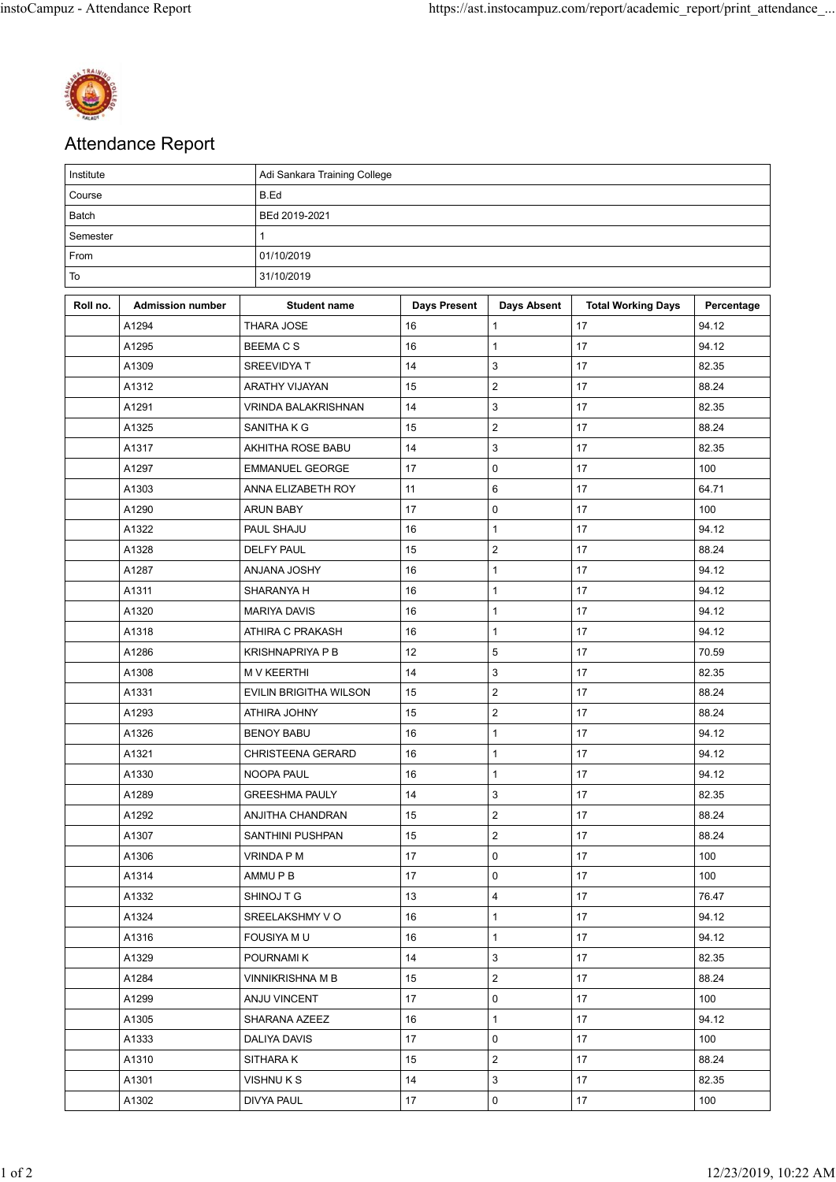# Attendance Report

| Institute | Adi Sankara Training College |
|---|---|
| Course | B.Ed |
| Batch | BEd 2019-2021 |
| Semester | 1 |
| From | 01/10/2019 |
| To | 31/10/2019 |

| Roll no. | Admission number | Student name | Days Present | Days Absent | Total Working Days | Percentage |
|---|---|---|---|---|---|---|
| | A1294 | THARA JOSE | 16 | 1 | 17 | 94.12 |
| | A1295 | BEEMA C S | 16 | 1 | 17 | 94.12 |
| | A1309 | SREEVIDYA T | 14 | 3 | 17 | 82.35 |
| | A1312 | ARATHY VIJAYAN | 15 | 2 | 17 | 88.24 |
| | A1291 | VRINDA BALAKRISHNAN | 14 | 3 | 17 | 82.35 |
| | A1325 | SANITHA K G | 15 | 2 | 17 | 88.24 |
| | A1317 | AKHITHA ROSE BABU | 14 | 3 | 17 | 82.35 |
| | A1297 | EMMANUEL GEORGE | 17 | 0 | 17 | 100 |
| | A1303 | ANNA ELIZABETH ROY | 11 | 6 | 17 | 64.71 |
| | A1290 | ARUN BABY | 17 | 0 | 17 | 100 |
| | A1322 | PAUL SHAJU | 16 | 1 | 17 | 94.12 |
| | A1328 | DELFY PAUL | 15 | 2 | 17 | 88.24 |
| | A1287 | ANJANA JOSHY | 16 | 1 | 17 | 94.12 |
| | A1311 | SHARANYA H | 16 | 1 | 17 | 94.12 |
| | A1320 | MARIYA DAVIS | 16 | 1 | 17 | 94.12 |
| | A1318 | ATHIRA C PRAKASH | 16 | 1 | 17 | 94.12 |
| | A1286 | KRISHNAPRIYA P B | 12 | 5 | 17 | 70.59 |
| | A1308 | M V KEERTHI | 14 | 3 | 17 | 82.35 |
| | A1331 | EVILIN BRIGITHA WILSON | 15 | 2 | 17 | 88.24 |
| | A1293 | ATHIRA JOHNY | 15 | 2 | 17 | 88.24 |
| | A1326 | BENOY BABU | 16 | 1 | 17 | 94.12 |
| | A1321 | CHRISTEENA GERARD | 16 | 1 | 17 | 94.12 |
| | A1330 | NOOPA PAUL | 16 | 1 | 17 | 94.12 |
| | A1289 | GREESHMA PAULY | 14 | 3 | 17 | 82.35 |
| | A1292 | ANJITHA CHANDRAN | 15 | 2 | 17 | 88.24 |
| | A1307 | SANTHINI PUSHPAN | 15 | 2 | 17 | 88.24 |
| | A1306 | VRINDA P M | 17 | 0 | 17 | 100 |
| | A1314 | AMMU P B | 17 | 0 | 17 | 100 |
| | A1332 | SHINOJ T G | 13 | 4 | 17 | 76.47 |
| | A1324 | SREELAKSHMY V O | 16 | 1 | 17 | 94.12 |
| | A1316 | FOUSIYA M U | 16 | 1 | 17 | 94.12 |
| | A1329 | POURNAMI K | 14 | 3 | 17 | 82.35 |
| | A1284 | VINNIKRISHNA M B | 15 | 2 | 17 | 88.24 |
| | A1299 | ANJU VINCENT | 17 | 0 | 17 | 100 |
| | A1305 | SHARANA AZEEZ | 16 | 1 | 17 | 94.12 |
| | A1333 | DALIYA DAVIS | 17 | 0 | 17 | 100 |
| | A1310 | SITHARA K | 15 | 2 | 17 | 88.24 |
| | A1301 | VISHNU K S | 14 | 3 | 17 | 82.35 |
| | A1302 | DIVYA PAUL | 17 | 0 | 17 | 100 |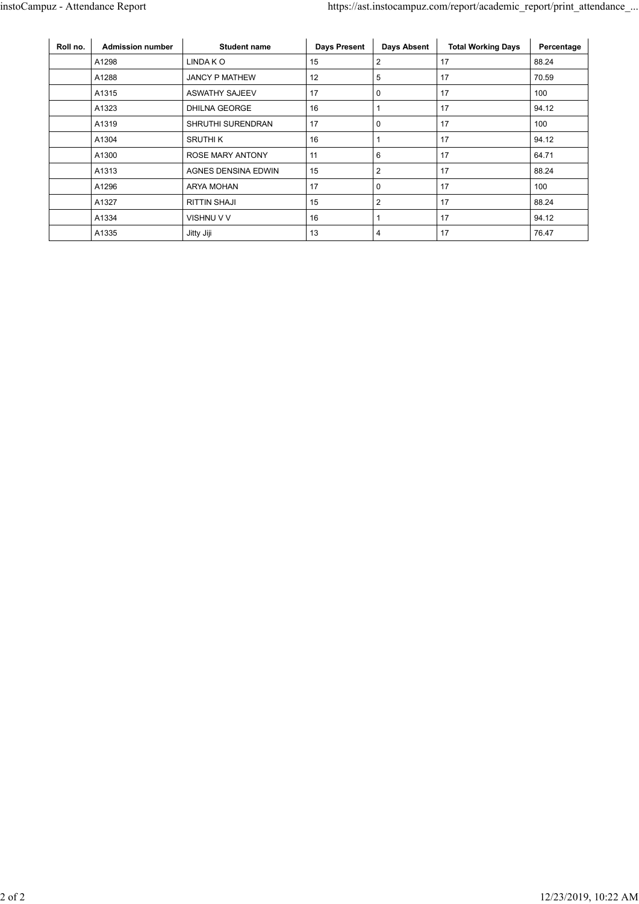| Roll no. | Admission number | Student name | Days Present | Days Absent | Total Working Days | Percentage |
|---|---|---|---|---|---|---|
| | A1298 | LINDA K O | 15 | 2 | 17 | 88.24 |
| | A1288 | JANCY P MATHEW | 12 | 5 | 17 | 70.59 |
| | A1315 | ASWATHY SAJEEV | 17 | 0 | 17 | 100 |
| | A1323 | DHILNA GEORGE | 16 | 1 | 17 | 94.12 |
| | A1319 | SHRUTHI SURENDRAN | 17 | 0 | 17 | 100 |
| | A1304 | SRUTHI K | 16 | 1 | 17 | 94.12 |
| | A1300 | ROSE MARY ANTONY | 11 | 6 | 17 | 64.71 |
| | A1313 | AGNES DENSINA EDWIN | 15 | 2 | 17 | 88.24 |
| | A1296 | ARYA MOHAN | 17 | 0 | 17 | 100 |
| | A1327 | RITTIN SHAJI | 15 | 2 | 17 | 88.24 |
| | A1334 | VISHNU V V | 16 | 1 | 17 | 94.12 |
| | A1335 | Jitty Jiji | 13 | 4 | 17 | 76.47 |